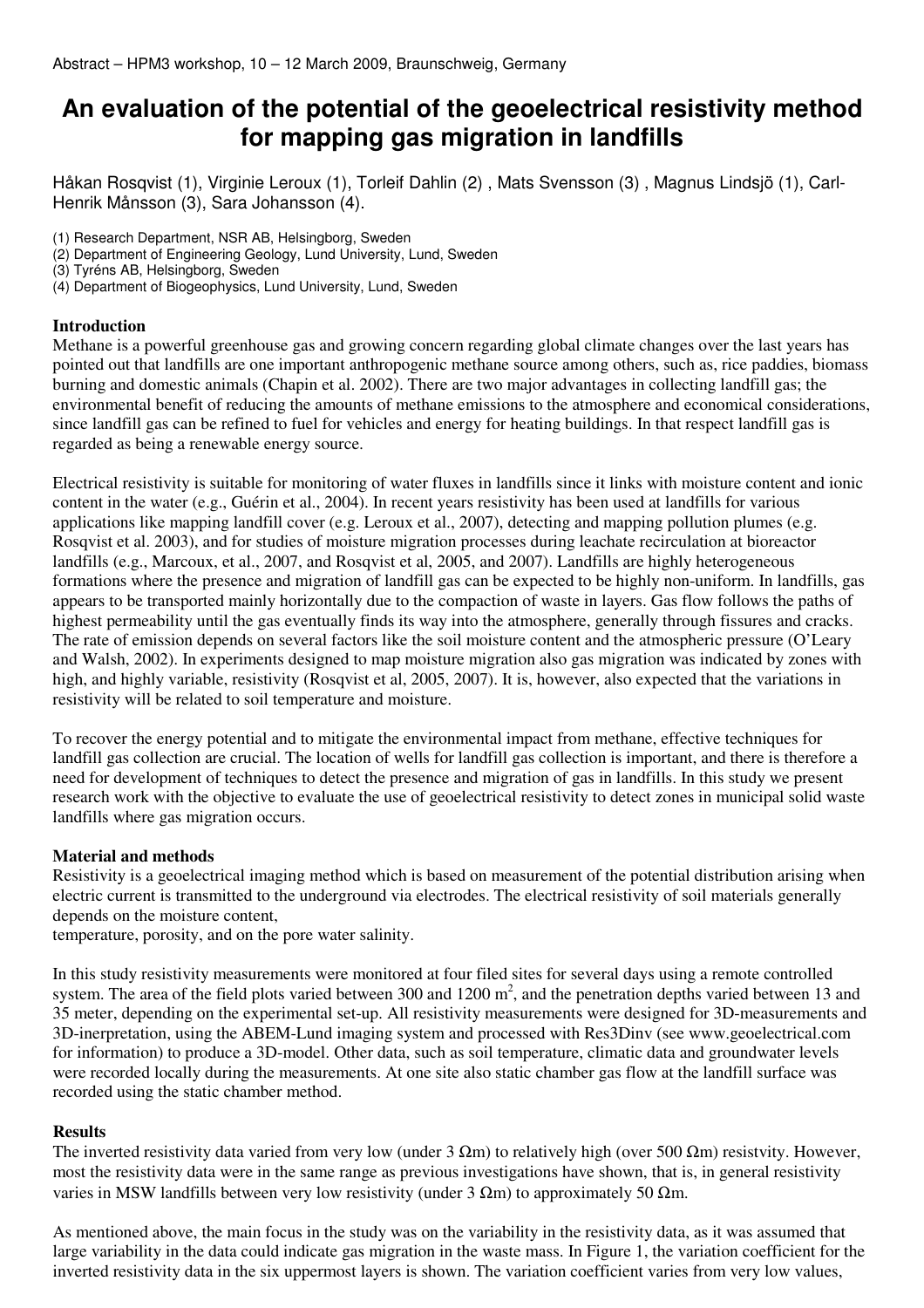Abstract – HPM3 workshop, 10 – 12 March 2009, Braunschweig, Germany

# An evaluation of the potential of the geoelectrical resistivity method for mapping gas migration in landfills

Håkan Rosqvist (1), Virginie Leroux (1), Torleif Dahlin (2) , Mats Svensson (3) , Magnus Lindsjö (1), Carl-Henrik Månsson (3), Sara Johansson (4).

(1) Research Department, NSR AB, Helsingborg, Sweden
(2) Department of Engineering Geology, Lund University, Lund, Sweden
(3) Tyréns AB, Helsingborg, Sweden
(4) Department of Biogeophysics, Lund University, Lund, Sweden

## Introduction

Methane is a powerful greenhouse gas and growing concern regarding global climate changes over the last years has pointed out that landfills are one important anthropogenic methane source among others, such as, rice paddies, biomass burning and domestic animals (Chapin et al. 2002). There are two major advantages in collecting landfill gas; the environmental benefit of reducing the amounts of methane emissions to the atmosphere and economical considerations, since landfill gas can be refined to fuel for vehicles and energy for heating buildings. In that respect landfill gas is regarded as being a renewable energy source.

Electrical resistivity is suitable for monitoring of water fluxes in landfills since it links with moisture content and ionic content in the water (e.g., Guérin et al., 2004). In recent years resistivity has been used at landfills for various applications like mapping landfill cover (e.g. Leroux et al., 2007), detecting and mapping pollution plumes (e.g. Rosqvist et al. 2003), and for studies of moisture migration processes during leachate recirculation at bioreactor landfills (e.g., Marcoux, et al., 2007, and Rosqvist et al, 2005, and 2007). Landfills are highly heterogeneous formations where the presence and migration of landfill gas can be expected to be highly non-uniform. In landfills, gas appears to be transported mainly horizontally due to the compaction of waste in layers. Gas flow follows the paths of highest permeability until the gas eventually finds its way into the atmosphere, generally through fissures and cracks. The rate of emission depends on several factors like the soil moisture content and the atmospheric pressure (O'Leary and Walsh, 2002). In experiments designed to map moisture migration also gas migration was indicated by zones with high, and highly variable, resistivity (Rosqvist et al, 2005, 2007). It is, however, also expected that the variations in resistivity will be related to soil temperature and moisture.

To recover the energy potential and to mitigate the environmental impact from methane, effective techniques for landfill gas collection are crucial. The location of wells for landfill gas collection is important, and there is therefore a need for development of techniques to detect the presence and migration of gas in landfills. In this study we present research work with the objective to evaluate the use of geoelectrical resistivity to detect zones in municipal solid waste landfills where gas migration occurs.

## Material and methods

Resistivity is a geoelectrical imaging method which is based on measurement of the potential distribution arising when electric current is transmitted to the underground via electrodes. The electrical resistivity of soil materials generally depends on the moisture content,
temperature, porosity, and on the pore water salinity.

In this study resistivity measurements were monitored at four filed sites for several days using a remote controlled system. The area of the field plots varied between 300 and 1200 $m^2$, and the penetration depths varied between 13 and 35 meter, depending on the experimental set-up. All resistivity measurements were designed for 3D-measurements and 3D-inerpretation, using the ABEM-Lund imaging system and processed with Res3Dinv (see www.geoelectrical.com for information) to produce a 3D-model. Other data, such as soil temperature, climatic data and groundwater levels were recorded locally during the measurements. At one site also static chamber gas flow at the landfill surface was recorded using the static chamber method.

## Results

The inverted resistivity data varied from very low (under 3 $\Omega$m) to relatively high (over 500 $\Omega$m) resistvity. However, most the resistivity data were in the same range as previous investigations have shown, that is, in general resistivity varies in MSW landfills between very low resistivity (under 3 $\Omega$m) to approximately 50 $\Omega$m.

As mentioned above, the main focus in the study was on the variability in the resistivity data, as it was assumed that large variability in the data could indicate gas migration in the waste mass. In Figure 1, the variation coefficient for the inverted resistivity data in the six uppermost layers is shown. The variation coefficient varies from very low values,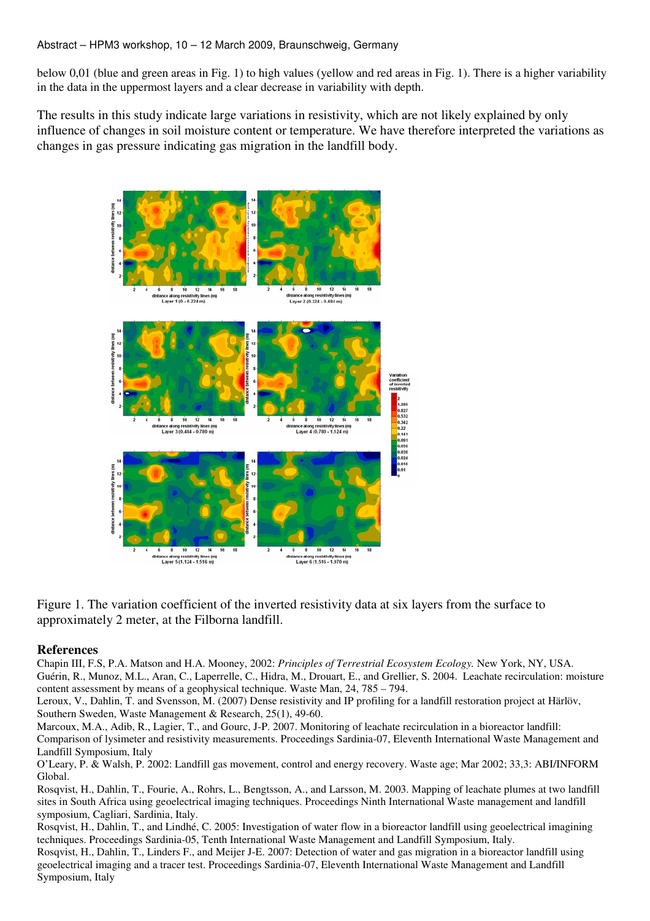below 0,01 (blue and green areas in Fig. 1) to high values (yellow and red areas in Fig. 1). There is a higher variability in the data in the uppermost layers and a clear decrease in variability with depth.

The results in this study indicate large variations in resistivity, which are not likely explained by only influence of changes in soil moisture content or temperature. We have therefore interpreted the variations as changes in gas pressure indicating gas migration in the landfill body.

distance between resistivity lines (m)
distance along resistivity lines (m)
Layer 1 (0 - 0.224 m)
Layer 2 (0.224 - 0.484 m)
Layer 3 (0.484 - 0.780 m)
Layer 4 (0.780 - 1.124 m)
Layer 5 (1.124 - 1.516 m)
Layer 6 (1.516 - 1.970 m)

Variation coefficient of inverted resistivity
2
1.286
0.827
0.532
0.342
0.22
0.141
0.091
0.058
0.038
0.024
0.016
0.01
0

Figure 1. The variation coefficient of the inverted resistivity data at six layers from the surface to approximately 2 meter, at the Filborna landfill.

## References

Chapin III, F.S, P.A. Matson and H.A. Mooney, 2002: *Principles of Terrestrial Ecosystem Ecology.* New York, NY, USA.

Guérin, R., Munoz, M.L., Aran, C., Laperrelle, C., Hidra, M., Drouart, E., and Grellier, S. 2004. Leachate recirculation: moisture content assessment by means of a geophysical technique. Waste Man, 24, 785 – 794.

Leroux, V., Dahlin, T. and Svensson, M. (2007) Dense resistivity and IP profiling for a landfill restoration project at Härlöv, Southern Sweden, Waste Management & Research, 25(1), 49-60.

Marcoux, M.A., Adib, R., Lagier, T., and Gourc, J-P. 2007. Monitoring of leachate recirculation in a bioreactor landfill: Comparison of lysimeter and resistivity measurements. Proceedings Sardinia-07, Eleventh International Waste Management and Landfill Symposium, Italy

O'Leary, P. & Walsh, P. 2002: Landfill gas movement, control and energy recovery. Waste age; Mar 2002; 33,3: ABI/INFORM Global.

Rosqvist, H., Dahlin, T., Fourie, A., Rohrs, L., Bengtsson, A., and Larsson, M. 2003. Mapping of leachate plumes at two landfill sites in South Africa using geoelectrical imaging techniques. Proceedings Ninth International Waste management and landfill symposium, Cagliari, Sardinia, Italy.

Rosqvist, H., Dahlin, T., and Lindhé, C. 2005: Investigation of water flow in a bioreactor landfill using geoelectrical imagining techniques. Proceedings Sardinia-05, Tenth International Waste Management and Landfill Symposium, Italy.

Rosqvist, H., Dahlin, T., Linders F., and Meijer J-E. 2007: Detection of water and gas migration in a bioreactor landfill using geoelectrical imaging and a tracer test. Proceedings Sardinia-07, Eleventh International Waste Management and Landfill Symposium, Italy